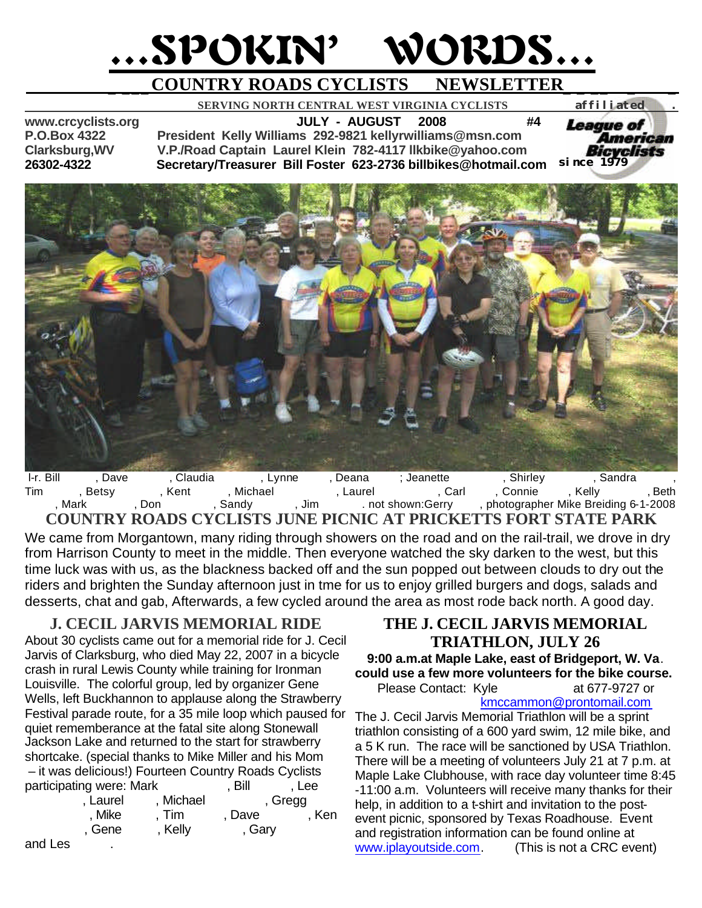# ...SPOKIN' WORDS...

## COUNTRY ROADS CYCLISTS NEWSLETTER

**SERVING NORTH CENTRAL WEST VIRGINIA CYCLISTS** affiliated League of American Bicyclists since 1979

**www.crcyclists.org** **JULY - AUGUST 2008 #4**
**P.O.Box 4322** **President Kelly Williams 292-9821 kellyrwilliams@msn.com**
**Clarksburg,WV** **V.P./Road Captain Laurel Klein 782-4117 llkbike@yahoo.com**
**26302-4322** **Secretary/Treasurer Bill Foster 623-2736 billbikes@hotmail.com**

l-r. Bill , Dave , Claudia , Lynne , Deana ; Jeanette , Shirley , Sandra , Tim , Betsy , Kent , Michael , Laurel , Carl , Connie , Kelly , Beth , Mark , Don , Sandy , Jim . not shown:Gerry , photographer Mike Breiding 6-1-2008

## COUNTRY ROADS CYCLISTS JUNE PICNIC AT PRICKETTS FORT STATE PARK

We came from Morgantown, many riding through showers on the road and on the rail-trail, we drove in dry from Harrison County to meet in the middle. Then everyone watched the sky darken to the west, but this time luck was with us, as the blackness backed off and the sun popped out between clouds to dry out the riders and brighten the Sunday afternoon just in tme for us to enjoy grilled burgers and dogs, salads and desserts, chat and gab, Afterwards, a few cycled around the area as most rode back north. A good day.

## J. CECIL JARVIS MEMORIAL RIDE

About 30 cyclists came out for a memorial ride for J. Cecil Jarvis of Clarksburg, who died May 22, 2007 in a bicycle crash in rural Lewis County while training for Ironman Louisville. The colorful group, led by organizer Gene Wells, left Buckhannon to applause along the Strawberry Festival parade route, for a 35 mile loop which paused for quiet rememberance at the fatal site along Stonewall Jackson Lake and returned to the start for strawberry shortcake. (special thanks to Mike Miller and his Mom – it was delicious!) Fourteen Country Roads Cyclists participating were: Mark , Bill , Lee , Laurel , Michael , Gregg , Mike , Tim , Dave , Ken , Gene , Kelly , Gary and Les .

## THE J. CECIL JARVIS MEMORIAL TRIATHLON, JULY 26

**9:00 a.m.at Maple Lake, east of Bridgeport, W. Va. could use a few more volunteers for the bike course.**

Please Contact: Kyle at 677-9727 or kmccammon@prontomail.com

The J. Cecil Jarvis Memorial Triathlon will be a sprint triathlon consisting of a 600 yard swim, 12 mile bike, and a 5 K run. The race will be sanctioned by USA Triathlon. There will be a meeting of volunteers July 21 at 7 p.m. at Maple Lake Clubhouse, with race day volunteer time 8:45 -11:00 a.m. Volunteers will receive many thanks for their help, in addition to a t-shirt and invitation to the post-event picnic, sponsored by Texas Roadhouse. Event and registration information can be found online at www.iplayoutside.com. (This is not a CRC event)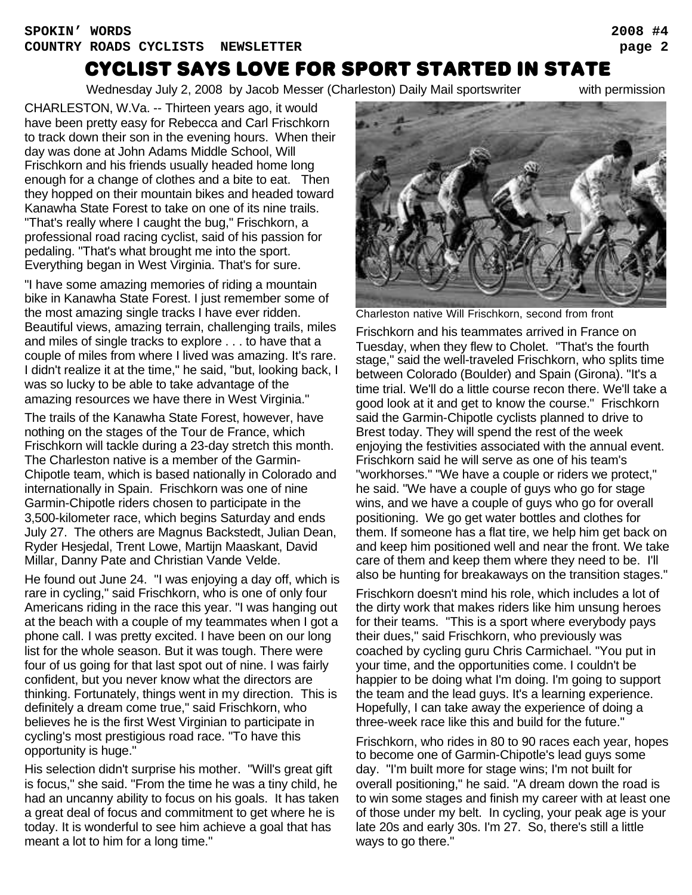# CYCLIST SAYS LOVE FOR SPORT STARTED IN STATE

Wednesday July 2, 2008 by Jacob Messer (Charleston) Daily Mail sportswriter with permission

CHARLESTON, W.Va. -- Thirteen years ago, it would have been pretty easy for Rebecca and Carl Frischkorn to track down their son in the evening hours. When their day was done at John Adams Middle School, Will Frischkorn and his friends usually headed home long enough for a change of clothes and a bite to eat. Then they hopped on their mountain bikes and headed toward Kanawha State Forest to take on one of its nine trails. "That's really where I caught the bug," Frischkorn, a professional road racing cyclist, said of his passion for pedaling. "That's what brought me into the sport. Everything began in West Virginia. That's for sure.

"I have some amazing memories of riding a mountain bike in Kanawha State Forest. I just remember some of the most amazing single tracks I have ever ridden. Beautiful views, amazing terrain, challenging trails, miles and miles of single tracks to explore . . . to have that a couple of miles from where I lived was amazing. It's rare. I didn't realize it at the time," he said, "but, looking back, I was so lucky to be able to take advantage of the amazing resources we have there in West Virginia."

The trails of the Kanawha State Forest, however, have nothing on the stages of the Tour de France, which Frischkorn will tackle during a 23-day stretch this month. The Charleston native is a member of the Garmin-Chipotle team, which is based nationally in Colorado and internationally in Spain. Frischkorn was one of nine Garmin-Chipotle riders chosen to participate in the 3,500-kilometer race, which begins Saturday and ends July 27. The others are Magnus Backstedt, Julian Dean, Ryder Hesjedal, Trent Lowe, Martijn Maaskant, David Millar, Danny Pate and Christian Vande Velde.

He found out June 24. "I was enjoying a day off, which is rare in cycling," said Frischkorn, who is one of only four Americans riding in the race this year. "I was hanging out at the beach with a couple of my teammates when I got a phone call. I was pretty excited. I have been on our long list for the whole season. But it was tough. There were four of us going for that last spot out of nine. I was fairly confident, but you never know what the directors are thinking. Fortunately, things went in my direction. This is definitely a dream come true," said Frischkorn, who believes he is the first West Virginian to participate in cycling's most prestigious road race. "To have this opportunity is huge."

His selection didn't surprise his mother. "Will's great gift is focus," she said. "From the time he was a tiny child, he had an uncanny ability to focus on his goals. It has taken a great deal of focus and commitment to get where he is today. It is wonderful to see him achieve a goal that has meant a lot to him for a long time."

Charleston native Will Frischkorn, second from front

Frischkorn and his teammates arrived in France on Tuesday, when they flew to Cholet. "That's the fourth stage," said the well-traveled Frischkorn, who splits time between Colorado (Boulder) and Spain (Girona). "It's a time trial. We'll do a little course recon there. We'll take a good look at it and get to know the course." Frischkorn said the Garmin-Chipotle cyclists planned to drive to Brest today. They will spend the rest of the week enjoying the festivities associated with the annual event. Frischkorn said he will serve as one of his team's "workhorses." "We have a couple or riders we protect," he said. "We have a couple of guys who go for stage wins, and we have a couple of guys who go for overall positioning. We go get water bottles and clothes for them. If someone has a flat tire, we help him get back on and keep him positioned well and near the front. We take care of them and keep them where they need to be. I'll also be hunting for breakaways on the transition stages."

Frischkorn doesn't mind his role, which includes a lot of the dirty work that makes riders like him unsung heroes for their teams. "This is a sport where everybody pays their dues," said Frischkorn, who previously was coached by cycling guru Chris Carmichael. "You put in your time, and the opportunities come. I couldn't be happier to be doing what I'm doing. I'm going to support the team and the lead guys. It's a learning experience. Hopefully, I can take away the experience of doing a three-week race like this and build for the future."

Frischkorn, who rides in 80 to 90 races each year, hopes to become one of Garmin-Chipotle's lead guys some day. "I'm built more for stage wins; I'm not built for overall positioning," he said. "A dream down the road is to win some stages and finish my career with at least one of those under my belt. In cycling, your peak age is your late 20s and early 30s. I'm 27. So, there's still a little ways to go there."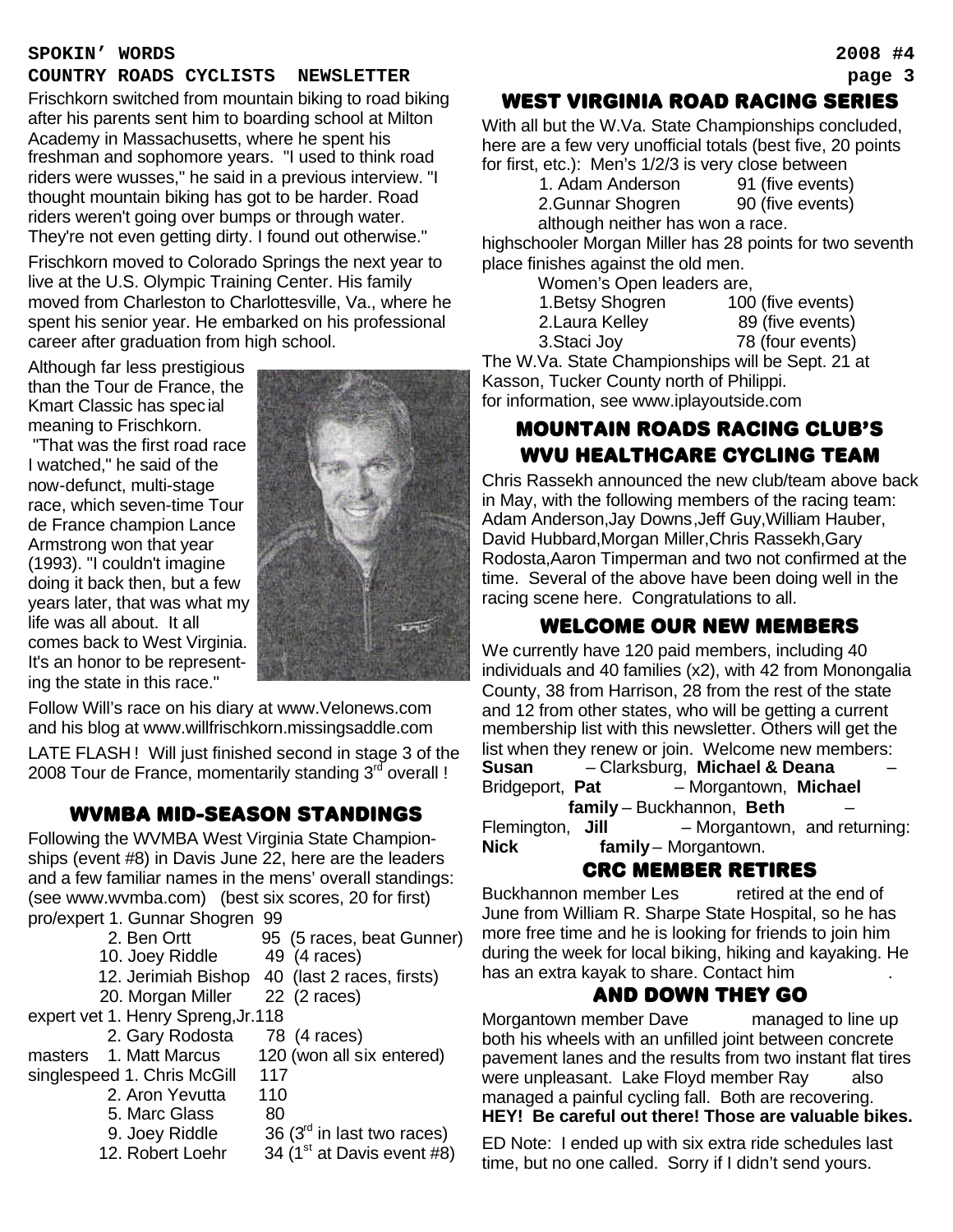Frischkorn switched from mountain biking to road biking after his parents sent him to boarding school at Milton Academy in Massachusetts, where he spent his freshman and sophomore years. "I used to think road riders were wusses," he said in a previous interview. "I thought mountain biking has got to be harder. Road riders weren't going over bumps or through water. They're not even getting dirty. I found out otherwise."

Frischkorn moved to Colorado Springs the next year to live at the U.S. Olympic Training Center. His family moved from Charleston to Charlottesville, Va., where he spent his senior year. He embarked on his professional career after graduation from high school.

Although far less prestigious than the Tour de France, the Kmart Classic has special meaning to Frischkorn. "That was the first road race I watched," he said of the now-defunct, multi-stage race, which seven-time Tour de France champion Lance Armstrong won that year (1993). "I couldn't imagine doing it back then, but a few years later, that was what my life was all about. It all comes back to West Virginia. It's an honor to be representing the state in this race."

Follow Will's race on his diary at www.Velonews.com and his blog at www.willfrischkorn.missingsaddle.com

LATE FLASH ! Will just finished second in stage 3 of the 2008 Tour de France, momentarily standing 3rd overall !

## WVMBA MID-SEASON STANDINGS

Following the WVMBA West Virginia State Championships (event #8) in Davis June 22, here are the leaders and a few familiar names in the mens' overall standings: (see www.wvmba.com) (best six scores, 20 for first)

| Class | Place / Name | Points | Notes |
|---|---|---|---|
| pro/expert | 1. Gunnar Shogren | 99 | |
| | 2. Ben Ortt | 95 | (5 races, beat Gunner) |
| | 10. Joey Riddle | 49 | (4 races) |
| | 12. Jerimiah Bishop | 40 | (last 2 races, firsts) |
| | 20. Morgan Miller | 22 | (2 races) |
| expert vet | 1. Henry Spreng,Jr. | 118 | |
| | 2. Gary Rodosta | 78 | (4 races) |
| masters | 1. Matt Marcus | 120 | (won all six entered) |
| singlespeed | 1. Chris McGill | 117 | |
| | 2. Aron Yevutta | 110 | |
| | 5. Marc Glass | 80 | |
| | 9. Joey Riddle | 36 | (3rd in last two races) |
| | 12. Robert Loehr | 34 | (1st at Davis event #8) |

## WEST VIRGINIA ROAD RACING SERIES

With all but the W.Va. State Championships concluded, here are a few very unofficial totals (best five, 20 points for first, etc.): Men's 1/2/3 is very close between

1. Adam Anderson 91 (five events)
2. Gunnar Shogren 90 (five events)

although neither has won a race.

highschooler Morgan Miller has 28 points for two seventh place finishes against the old men.

Women's Open leaders are,

1. Betsy Shogren 100 (five events)
2. Laura Kelley 89 (five events)
3. Staci Joy 78 (four events)

The W.Va. State Championships will be Sept. 21 at Kasson, Tucker County north of Philippi.
for information, see www.iplayoutside.com

## MOUNTAIN ROADS RACING CLUB'S WVU HEALTHCARE CYCLING TEAM

Chris Rassekh announced the new club/team above back in May, with the following members of the racing team: Adam Anderson, Jay Downs, Jeff Guy, William Hauber, David Hubbard, Morgan Miller, Chris Rassekh, Gary Rodosta, Aaron Timperman and two not confirmed at the time. Several of the above have been doing well in the racing scene here. Congratulations to all.

## WELCOME OUR NEW MEMBERS

We currently have 120 paid members, including 40 individuals and 40 families (x2), with 42 from Monongalia County, 38 from Harrison, 28 from the rest of the state and 12 from other states, who will be getting a current membership list with this newsletter. Others will get the list when they renew or join. Welcome new members: **Susan** – Clarksburg, **Michael & Deana** – Bridgeport, **Pat** – Morgantown, **Michael** **family** – Buckhannon, **Beth** – Flemington, **Jill** – Morgantown, and returning: **Nick** **family** – Morgantown.

## CRC MEMBER RETIRES

Buckhannon member Les retired at the end of June from William R. Sharpe State Hospital, so he has more free time and he is looking for friends to join him during the week for local biking, hiking and kayaking. He has an extra kayak to share. Contact him .

## AND DOWN THEY GO

Morgantown member Dave managed to line up both his wheels with an unfilled joint between concrete pavement lanes and the results from two instant flat tires were unpleasant. Lake Floyd member Ray also managed a painful cycling fall. Both are recovering.
**HEY! Be careful out there! Those are valuable bikes.**

ED Note: I ended up with six extra ride schedules last time, but no one called. Sorry if I didn't send yours.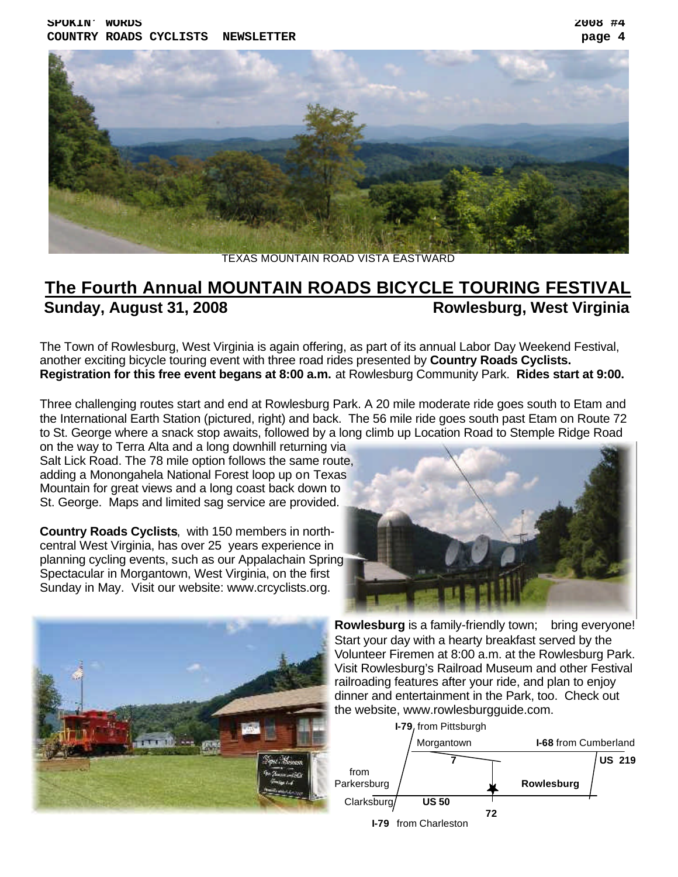TEXAS MOUNTAIN ROAD VISTA EASTWARD

## The Fourth Annual MOUNTAIN ROADS BICYCLE TOURING FESTIVAL

**Sunday, August 31, 2008** **Rowlesburg, West Virginia**

The Town of Rowlesburg, West Virginia is again offering, as part of its annual Labor Day Weekend Festival, another exciting bicycle touring event with three road rides presented by **Country Roads Cyclists. Registration for this free event begans at 8:00 a.m.** at Rowlesburg Community Park. **Rides start at 9:00.**

Three challenging routes start and end at Rowlesburg Park. A 20 mile moderate ride goes south to Etam and the International Earth Station (pictured, right) and back. The 56 mile ride goes south past Etam on Route 72 to St. George where a snack stop awaits, followed by a long climb up Location Road to Stemple Ridge Road on the way to Terra Alta and a long downhill returning via Salt Lick Road. The 78 mile option follows the same route, adding a Monongahela National Forest loop up on Texas Mountain for great views and a long coast back down to St. George. Maps and limited sag service are provided.

**Country Roads Cyclists**, with 150 members in north-central West Virginia, has over 25 years experience in planning cycling events, such as our Appalachain Spring Spectacular in Morgantown, West Virginia, on the first Sunday in May. Visit our website: www.crcyclists.org.

**Rowlesburg** is a family-friendly town; bring everyone! Start your day with a hearty breakfast served by the Volunteer Firemen at 8:00 a.m. at the Rowlesburg Park. Visit Rowlesburg's Railroad Museum and other Festival railroading features after your ride, and plan to enjoy dinner and entertainment in the Park, too. Check out the website, www.rowlesburgguide.com.

**I-79** from Pittsburgh
Morgantown
**I-68** from Cumberland
7
**US 219**
from Parkersburg
**Rowlesburg**
Clarksburg
**US 50**
72
**I-79** from Charleston